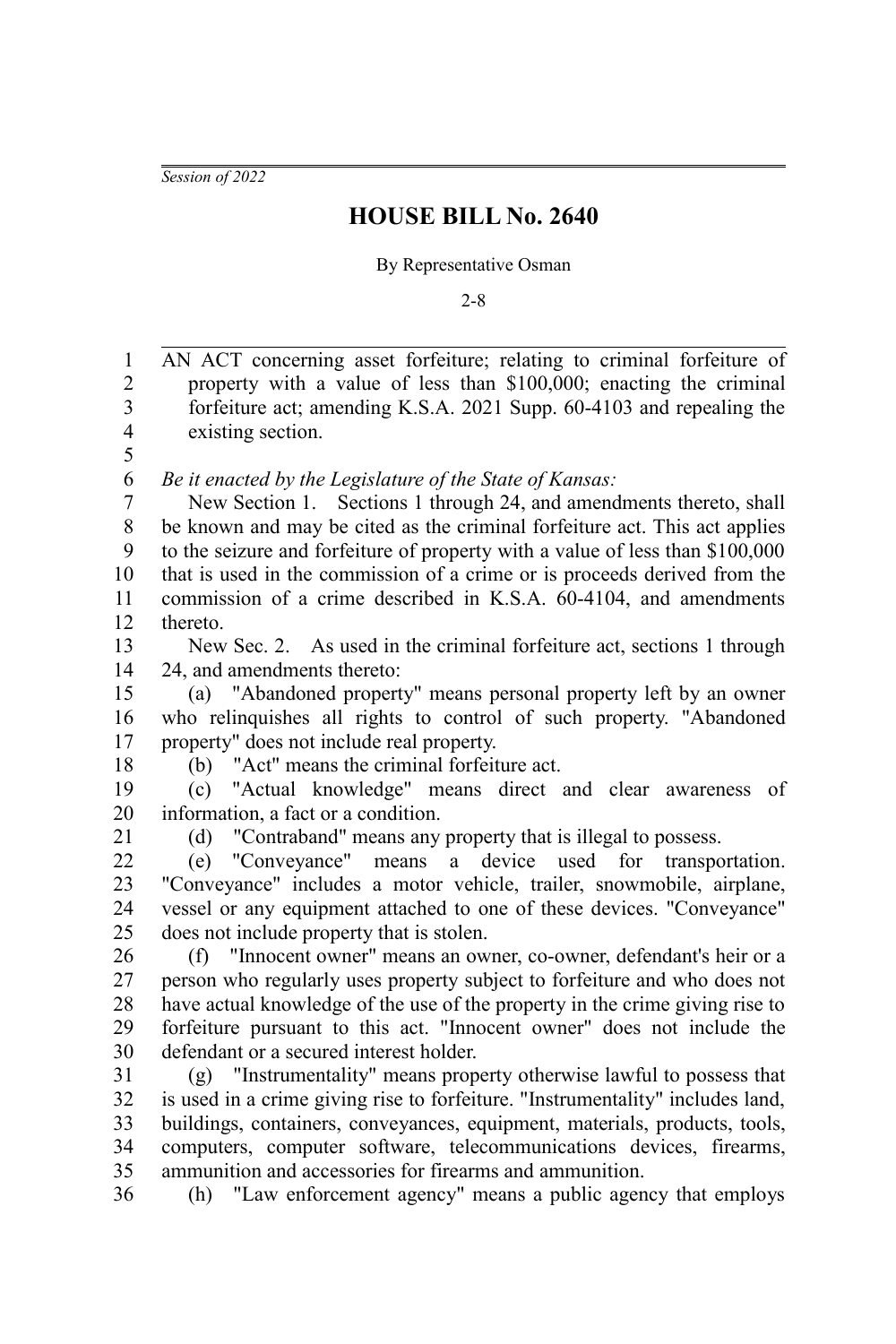*Session of 2022*

# HOUSE BILL No. 2640

By Representative Osman

2-8

AN ACT concerning asset forfeiture; relating to criminal forfeiture of property with a value of less than $100,000; enacting the criminal forfeiture act; amending K.S.A. 2021 Supp. 60-4103 and repealing the existing section.

*Be it enacted by the Legislature of the State of Kansas:*

New Section 1. Sections 1 through 24, and amendments thereto, shall be known and may be cited as the criminal forfeiture act. This act applies to the seizure and forfeiture of property with a value of less than $100,000 that is used in the commission of a crime or is proceeds derived from the commission of a crime described in K.S.A. 60-4104, and amendments thereto.

New Sec. 2. As used in the criminal forfeiture act, sections 1 through 24, and amendments thereto:

(a) "Abandoned property" means personal property left by an owner who relinquishes all rights to control of such property. "Abandoned property" does not include real property.

(b) "Act" means the criminal forfeiture act.

(c) "Actual knowledge" means direct and clear awareness of information, a fact or a condition.

(d) "Contraband" means any property that is illegal to possess.

(e) "Conveyance" means a device used for transportation. "Conveyance" includes a motor vehicle, trailer, snowmobile, airplane, vessel or any equipment attached to one of these devices. "Conveyance" does not include property that is stolen.

(f) "Innocent owner" means an owner, co-owner, defendant's heir or a person who regularly uses property subject to forfeiture and who does not have actual knowledge of the use of the property in the crime giving rise to forfeiture pursuant to this act. "Innocent owner" does not include the defendant or a secured interest holder.

(g) "Instrumentality" means property otherwise lawful to possess that is used in a crime giving rise to forfeiture. "Instrumentality" includes land, buildings, containers, conveyances, equipment, materials, products, tools, computers, computer software, telecommunications devices, firearms, ammunition and accessories for firearms and ammunition.

(h) "Law enforcement agency" means a public agency that employs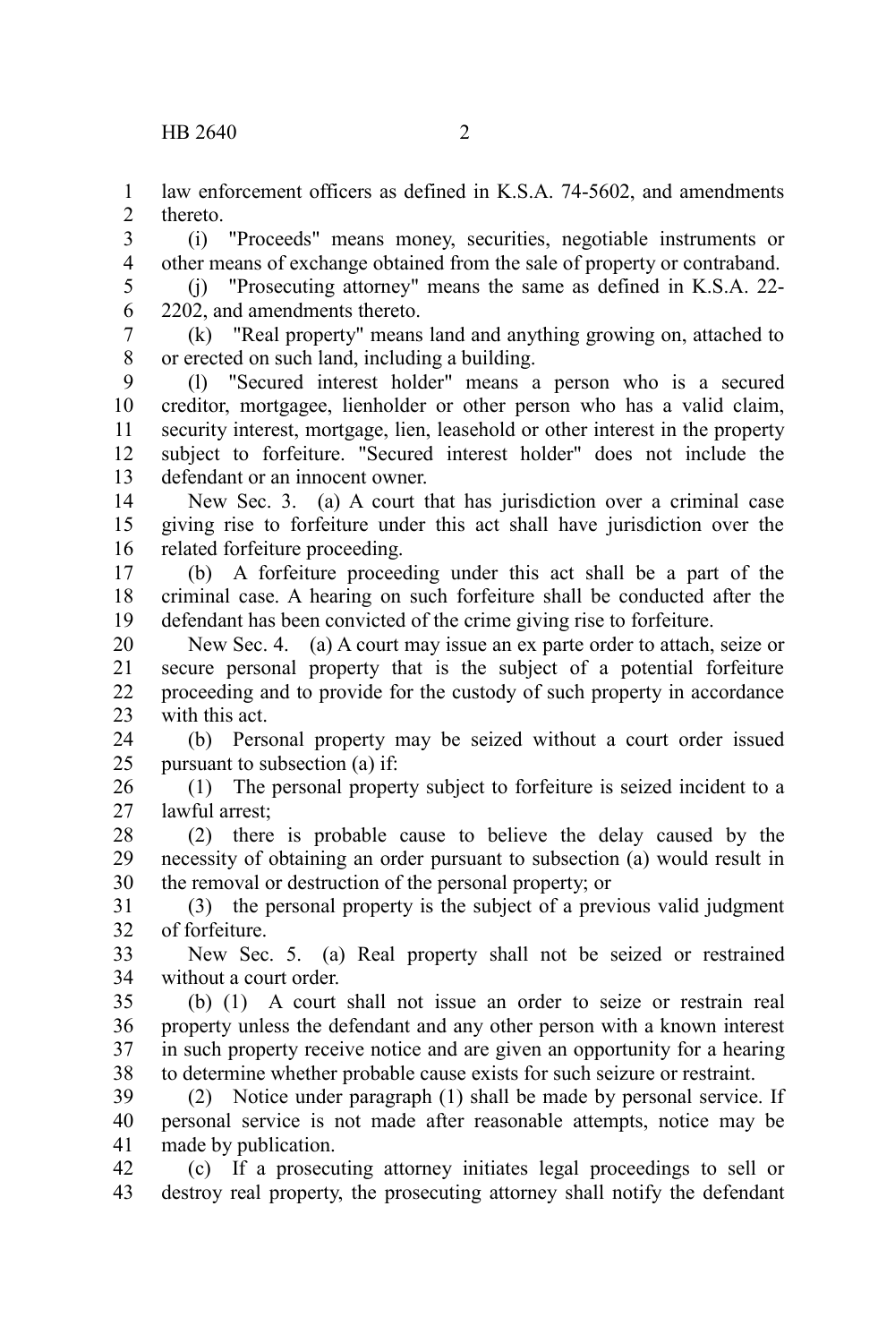law enforcement officers as defined in K.S.A. 74-5602, and amendments thereto.

(i) "Proceeds" means money, securities, negotiable instruments or other means of exchange obtained from the sale of property or contraband.

(j) "Prosecuting attorney" means the same as defined in K.S.A. 22-2202, and amendments thereto.

(k) "Real property" means land and anything growing on, attached to or erected on such land, including a building.

(l) "Secured interest holder" means a person who is a secured creditor, mortgagee, lienholder or other person who has a valid claim, security interest, mortgage, lien, leasehold or other interest in the property subject to forfeiture. "Secured interest holder" does not include the defendant or an innocent owner.

New Sec. 3. (a) A court that has jurisdiction over a criminal case giving rise to forfeiture under this act shall have jurisdiction over the related forfeiture proceeding.

(b) A forfeiture proceeding under this act shall be a part of the criminal case. A hearing on such forfeiture shall be conducted after the defendant has been convicted of the crime giving rise to forfeiture.

New Sec. 4. (a) A court may issue an ex parte order to attach, seize or secure personal property that is the subject of a potential forfeiture proceeding and to provide for the custody of such property in accordance with this act.

(b) Personal property may be seized without a court order issued pursuant to subsection (a) if:

(1) The personal property subject to forfeiture is seized incident to a lawful arrest;

(2) there is probable cause to believe the delay caused by the necessity of obtaining an order pursuant to subsection (a) would result in the removal or destruction of the personal property; or

(3) the personal property is the subject of a previous valid judgment of forfeiture.

New Sec. 5. (a) Real property shall not be seized or restrained without a court order.

(b) (1) A court shall not issue an order to seize or restrain real property unless the defendant and any other person with a known interest in such property receive notice and are given an opportunity for a hearing to determine whether probable cause exists for such seizure or restraint.

(2) Notice under paragraph (1) shall be made by personal service. If personal service is not made after reasonable attempts, notice may be made by publication.

(c) If a prosecuting attorney initiates legal proceedings to sell or destroy real property, the prosecuting attorney shall notify the defendant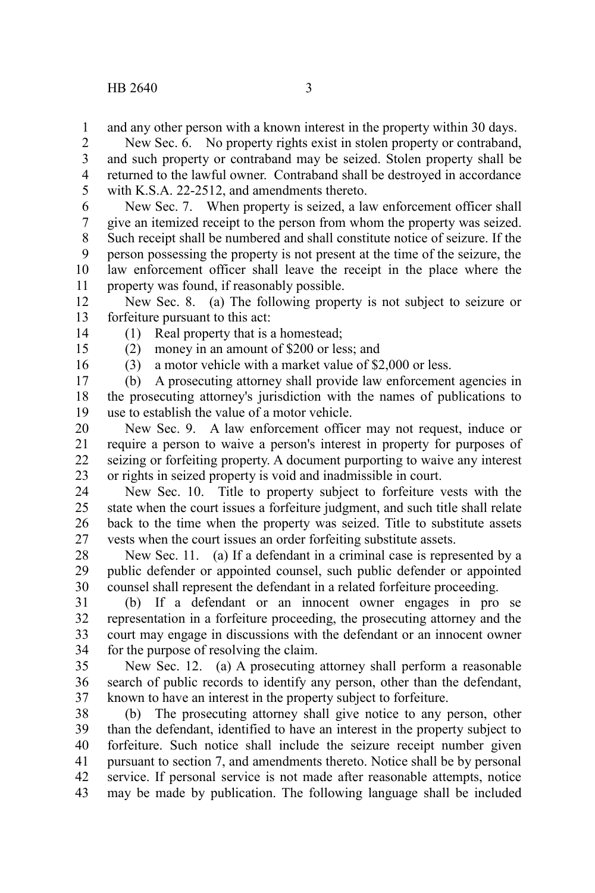and any other person with a known interest in the property within 30 days.

New Sec. 6. No property rights exist in stolen property or contraband, and such property or contraband may be seized. Stolen property shall be returned to the lawful owner. Contraband shall be destroyed in accordance with K.S.A. 22-2512, and amendments thereto.

New Sec. 7. When property is seized, a law enforcement officer shall give an itemized receipt to the person from whom the property was seized. Such receipt shall be numbered and shall constitute notice of seizure. If the person possessing the property is not present at the time of the seizure, the law enforcement officer shall leave the receipt in the place where the property was found, if reasonably possible.

New Sec. 8. (a) The following property is not subject to seizure or forfeiture pursuant to this act:

(1) Real property that is a homestead;

(2) money in an amount of $200 or less; and

(3) a motor vehicle with a market value of $2,000 or less.

(b) A prosecuting attorney shall provide law enforcement agencies in the prosecuting attorney's jurisdiction with the names of publications to use to establish the value of a motor vehicle.

New Sec. 9. A law enforcement officer may not request, induce or require a person to waive a person's interest in property for purposes of seizing or forfeiting property. A document purporting to waive any interest or rights in seized property is void and inadmissible in court.

New Sec. 10. Title to property subject to forfeiture vests with the state when the court issues a forfeiture judgment, and such title shall relate back to the time when the property was seized. Title to substitute assets vests when the court issues an order forfeiting substitute assets.

New Sec. 11. (a) If a defendant in a criminal case is represented by a public defender or appointed counsel, such public defender or appointed counsel shall represent the defendant in a related forfeiture proceeding.

(b) If a defendant or an innocent owner engages in pro se representation in a forfeiture proceeding, the prosecuting attorney and the court may engage in discussions with the defendant or an innocent owner for the purpose of resolving the claim.

New Sec. 12. (a) A prosecuting attorney shall perform a reasonable search of public records to identify any person, other than the defendant, known to have an interest in the property subject to forfeiture.

(b) The prosecuting attorney shall give notice to any person, other than the defendant, identified to have an interest in the property subject to forfeiture. Such notice shall include the seizure receipt number given pursuant to section 7, and amendments thereto. Notice shall be by personal service. If personal service is not made after reasonable attempts, notice may be made by publication. The following language shall be included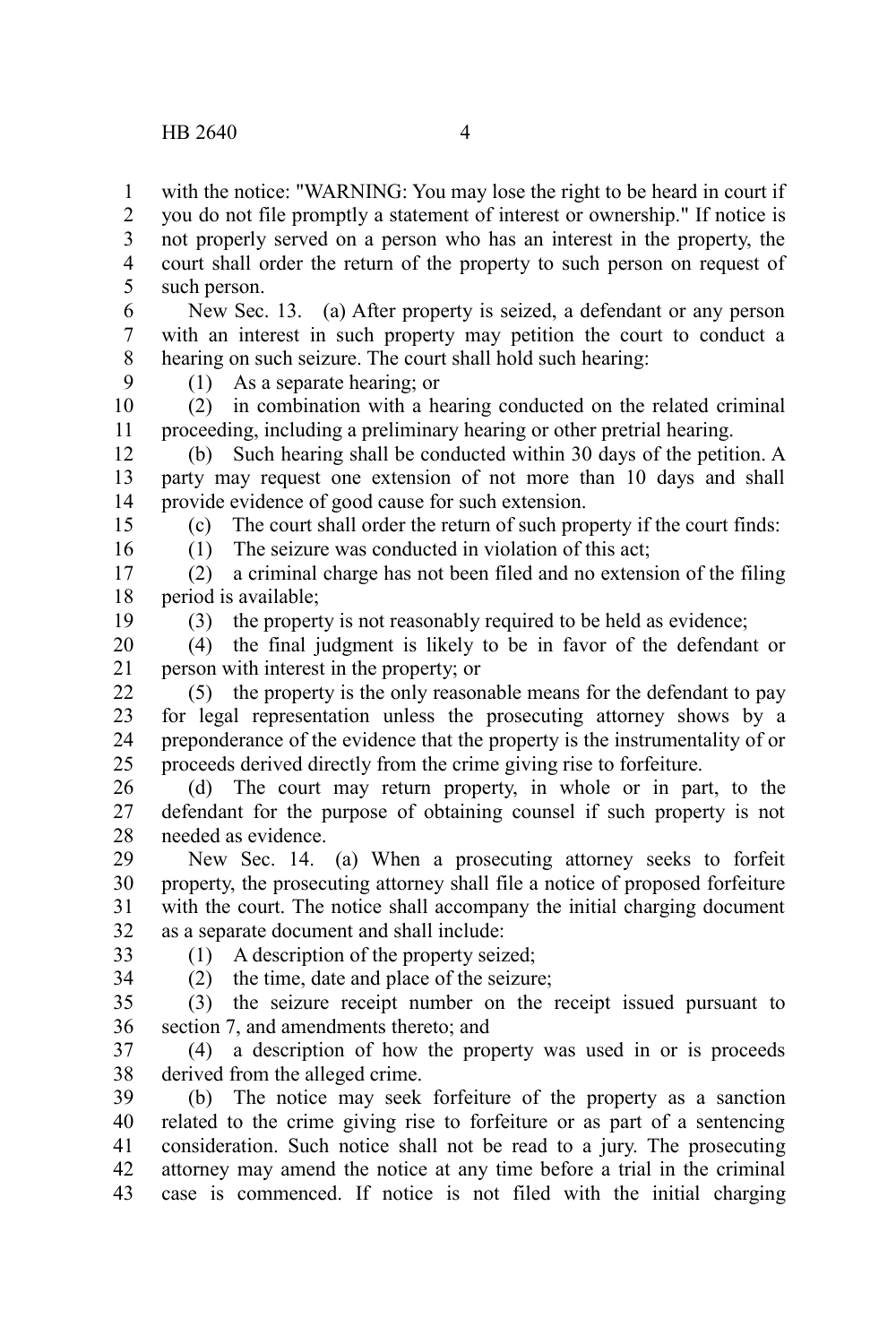with the notice: "WARNING: You may lose the right to be heard in court if you do not file promptly a statement of interest or ownership." If notice is not properly served on a person who has an interest in the property, the court shall order the return of the property to such person on request of such person.

New Sec. 13. (a) After property is seized, a defendant or any person with an interest in such property may petition the court to conduct a hearing on such seizure. The court shall hold such hearing:

(1) As a separate hearing; or

(2) in combination with a hearing conducted on the related criminal proceeding, including a preliminary hearing or other pretrial hearing.

(b) Such hearing shall be conducted within 30 days of the petition. A party may request one extension of not more than 10 days and shall provide evidence of good cause for such extension.

(c) The court shall order the return of such property if the court finds:

(1) The seizure was conducted in violation of this act;

(2) a criminal charge has not been filed and no extension of the filing period is available;

(3) the property is not reasonably required to be held as evidence;

(4) the final judgment is likely to be in favor of the defendant or person with interest in the property; or

(5) the property is the only reasonable means for the defendant to pay for legal representation unless the prosecuting attorney shows by a preponderance of the evidence that the property is the instrumentality of or proceeds derived directly from the crime giving rise to forfeiture.

(d) The court may return property, in whole or in part, to the defendant for the purpose of obtaining counsel if such property is not needed as evidence.

New Sec. 14. (a) When a prosecuting attorney seeks to forfeit property, the prosecuting attorney shall file a notice of proposed forfeiture with the court. The notice shall accompany the initial charging document as a separate document and shall include:

(1) A description of the property seized;

(2) the time, date and place of the seizure;

(3) the seizure receipt number on the receipt issued pursuant to section 7, and amendments thereto; and

(4) a description of how the property was used in or is proceeds derived from the alleged crime.

(b) The notice may seek forfeiture of the property as a sanction related to the crime giving rise to forfeiture or as part of a sentencing consideration. Such notice shall not be read to a jury. The prosecuting attorney may amend the notice at any time before a trial in the criminal case is commenced. If notice is not filed with the initial charging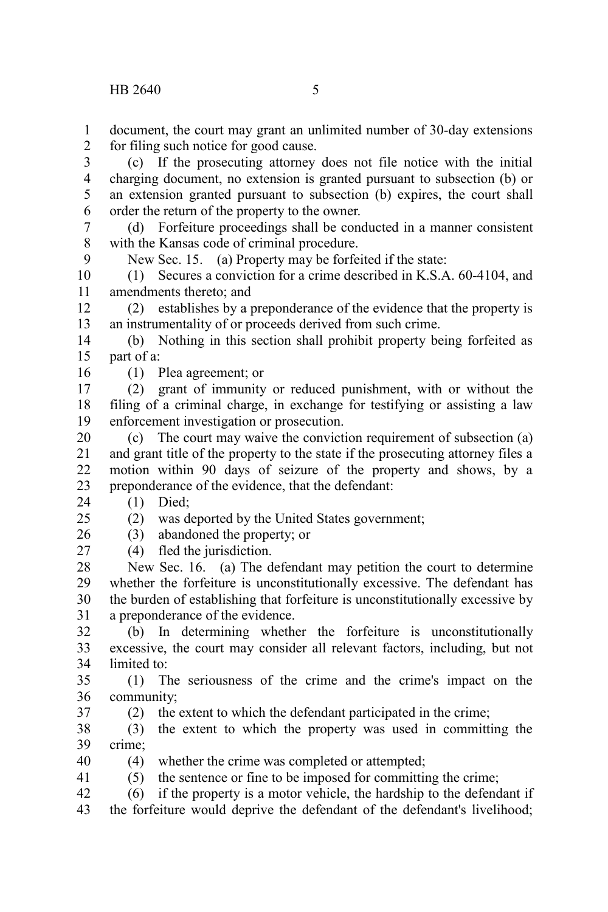document, the court may grant an unlimited number of 30-day extensions for filing such notice for good cause.

(c) If the prosecuting attorney does not file notice with the initial charging document, no extension is granted pursuant to subsection (b) or an extension granted pursuant to subsection (b) expires, the court shall order the return of the property to the owner.

(d) Forfeiture proceedings shall be conducted in a manner consistent with the Kansas code of criminal procedure.

New Sec. 15. (a) Property may be forfeited if the state:

(1) Secures a conviction for a crime described in K.S.A. 60-4104, and amendments thereto; and

(2) establishes by a preponderance of the evidence that the property is an instrumentality of or proceeds derived from such crime.

(b) Nothing in this section shall prohibit property being forfeited as part of a:

(1) Plea agreement; or

(2) grant of immunity or reduced punishment, with or without the filing of a criminal charge, in exchange for testifying or assisting a law enforcement investigation or prosecution.

(c) The court may waive the conviction requirement of subsection (a) and grant title of the property to the state if the prosecuting attorney files a motion within 90 days of seizure of the property and shows, by a preponderance of the evidence, that the defendant:

(1) Died;

(2) was deported by the United States government;

(3) abandoned the property; or

(4) fled the jurisdiction.

New Sec. 16. (a) The defendant may petition the court to determine whether the forfeiture is unconstitutionally excessive. The defendant has the burden of establishing that forfeiture is unconstitutionally excessive by a preponderance of the evidence.

(b) In determining whether the forfeiture is unconstitutionally excessive, the court may consider all relevant factors, including, but not limited to:

(1) The seriousness of the crime and the crime's impact on the community;

(2) the extent to which the defendant participated in the crime;

(3) the extent to which the property was used in committing the crime;

(4) whether the crime was completed or attempted;

(5) the sentence or fine to be imposed for committing the crime;

(6) if the property is a motor vehicle, the hardship to the defendant if the forfeiture would deprive the defendant of the defendant's livelihood;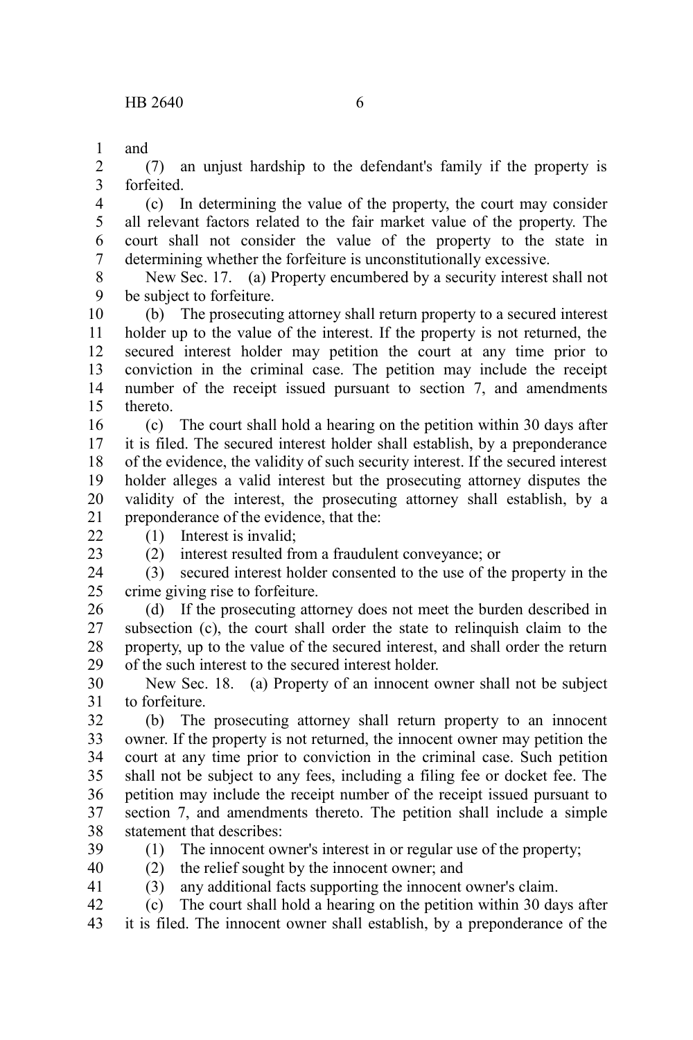and

(7) an unjust hardship to the defendant's family if the property is forfeited.

(c) In determining the value of the property, the court may consider all relevant factors related to the fair market value of the property. The court shall not consider the value of the property to the state in determining whether the forfeiture is unconstitutionally excessive.

New Sec. 17. (a) Property encumbered by a security interest shall not be subject to forfeiture.

(b) The prosecuting attorney shall return property to a secured interest holder up to the value of the interest. If the property is not returned, the secured interest holder may petition the court at any time prior to conviction in the criminal case. The petition may include the receipt number of the receipt issued pursuant to section 7, and amendments thereto.

(c) The court shall hold a hearing on the petition within 30 days after it is filed. The secured interest holder shall establish, by a preponderance of the evidence, the validity of such security interest. If the secured interest holder alleges a valid interest but the prosecuting attorney disputes the validity of the interest, the prosecuting attorney shall establish, by a preponderance of the evidence, that the:

(1) Interest is invalid;

(2) interest resulted from a fraudulent conveyance; or

(3) secured interest holder consented to the use of the property in the crime giving rise to forfeiture.

(d) If the prosecuting attorney does not meet the burden described in subsection (c), the court shall order the state to relinquish claim to the property, up to the value of the secured interest, and shall order the return of the such interest to the secured interest holder.

New Sec. 18. (a) Property of an innocent owner shall not be subject to forfeiture.

(b) The prosecuting attorney shall return property to an innocent owner. If the property is not returned, the innocent owner may petition the court at any time prior to conviction in the criminal case. Such petition shall not be subject to any fees, including a filing fee or docket fee. The petition may include the receipt number of the receipt issued pursuant to section 7, and amendments thereto. The petition shall include a simple statement that describes:

(1) The innocent owner's interest in or regular use of the property;

(2) the relief sought by the innocent owner; and

(3) any additional facts supporting the innocent owner's claim.

(c) The court shall hold a hearing on the petition within 30 days after it is filed. The innocent owner shall establish, by a preponderance of the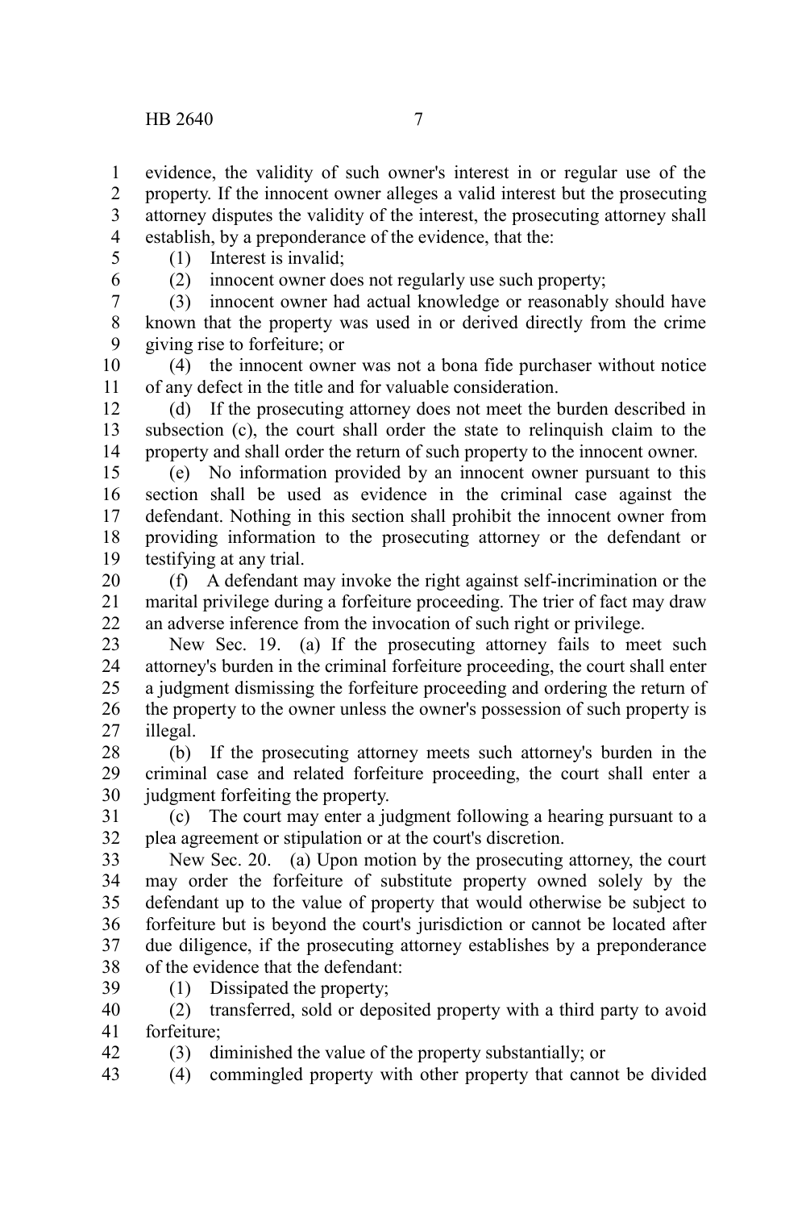evidence, the validity of such owner's interest in or regular use of the property. If the innocent owner alleges a valid interest but the prosecuting attorney disputes the validity of the interest, the prosecuting attorney shall establish, by a preponderance of the evidence, that the:

(1) Interest is invalid;

(2) innocent owner does not regularly use such property;

(3) innocent owner had actual knowledge or reasonably should have known that the property was used in or derived directly from the crime giving rise to forfeiture; or

(4) the innocent owner was not a bona fide purchaser without notice of any defect in the title and for valuable consideration.

(d) If the prosecuting attorney does not meet the burden described in subsection (c), the court shall order the state to relinquish claim to the property and shall order the return of such property to the innocent owner.

(e) No information provided by an innocent owner pursuant to this section shall be used as evidence in the criminal case against the defendant. Nothing in this section shall prohibit the innocent owner from providing information to the prosecuting attorney or the defendant or testifying at any trial.

(f) A defendant may invoke the right against self-incrimination or the marital privilege during a forfeiture proceeding. The trier of fact may draw an adverse inference from the invocation of such right or privilege.

New Sec. 19. (a) If the prosecuting attorney fails to meet such attorney's burden in the criminal forfeiture proceeding, the court shall enter a judgment dismissing the forfeiture proceeding and ordering the return of the property to the owner unless the owner's possession of such property is illegal.

(b) If the prosecuting attorney meets such attorney's burden in the criminal case and related forfeiture proceeding, the court shall enter a judgment forfeiting the property.

(c) The court may enter a judgment following a hearing pursuant to a plea agreement or stipulation or at the court's discretion.

New Sec. 20. (a) Upon motion by the prosecuting attorney, the court may order the forfeiture of substitute property owned solely by the defendant up to the value of property that would otherwise be subject to forfeiture but is beyond the court's jurisdiction or cannot be located after due diligence, if the prosecuting attorney establishes by a preponderance of the evidence that the defendant:

(1) Dissipated the property;

(2) transferred, sold or deposited property with a third party to avoid forfeiture;

(3) diminished the value of the property substantially; or

(4) commingled property with other property that cannot be divided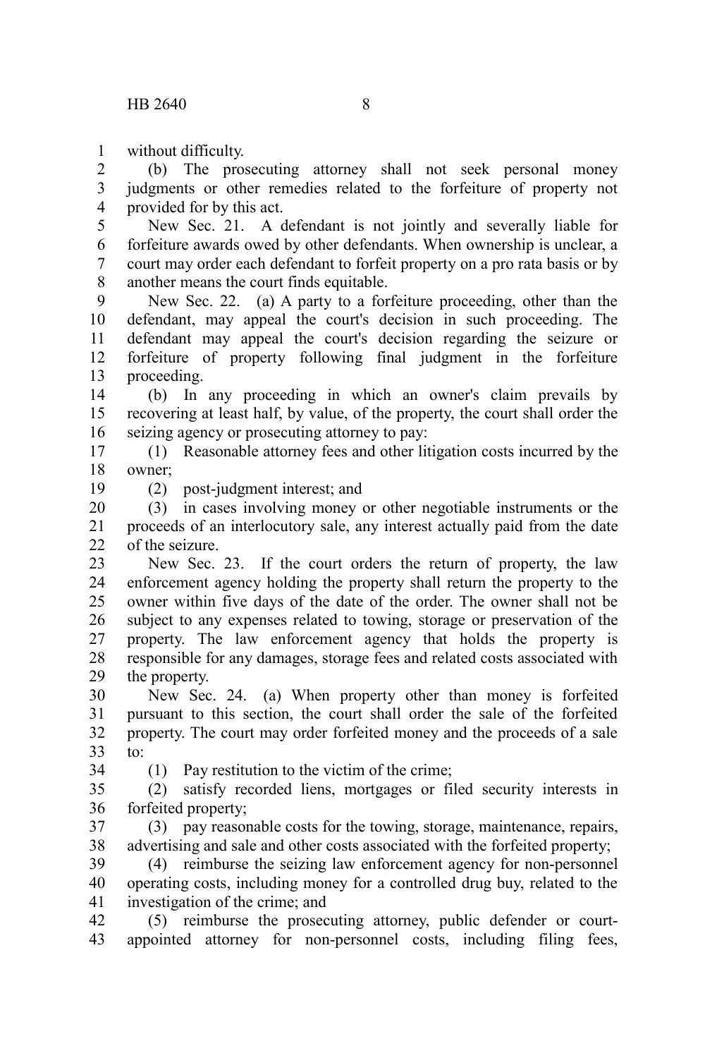without difficulty.

(b) The prosecuting attorney shall not seek personal money judgments or other remedies related to the forfeiture of property not provided for by this act.

New Sec. 21. A defendant is not jointly and severally liable for forfeiture awards owed by other defendants. When ownership is unclear, a court may order each defendant to forfeit property on a pro rata basis or by another means the court finds equitable.

New Sec. 22. (a) A party to a forfeiture proceeding, other than the defendant, may appeal the court's decision in such proceeding. The defendant may appeal the court's decision regarding the seizure or forfeiture of property following final judgment in the forfeiture proceeding.

(b) In any proceeding in which an owner's claim prevails by recovering at least half, by value, of the property, the court shall order the seizing agency or prosecuting attorney to pay:

(1) Reasonable attorney fees and other litigation costs incurred by the owner;

(2) post-judgment interest; and

(3) in cases involving money or other negotiable instruments or the proceeds of an interlocutory sale, any interest actually paid from the date of the seizure.

New Sec. 23. If the court orders the return of property, the law enforcement agency holding the property shall return the property to the owner within five days of the date of the order. The owner shall not be subject to any expenses related to towing, storage or preservation of the property. The law enforcement agency that holds the property is responsible for any damages, storage fees and related costs associated with the property.

New Sec. 24. (a) When property other than money is forfeited pursuant to this section, the court shall order the sale of the forfeited property. The court may order forfeited money and the proceeds of a sale to:

(1) Pay restitution to the victim of the crime;

(2) satisfy recorded liens, mortgages or filed security interests in forfeited property;

(3) pay reasonable costs for the towing, storage, maintenance, repairs, advertising and sale and other costs associated with the forfeited property;

(4) reimburse the seizing law enforcement agency for non-personnel operating costs, including money for a controlled drug buy, related to the investigation of the crime; and

(5) reimburse the prosecuting attorney, public defender or court-appointed attorney for non-personnel costs, including filing fees,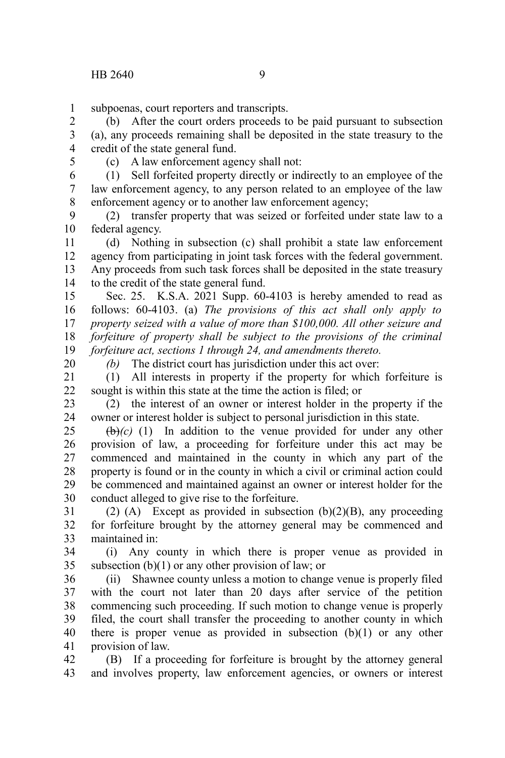subpoenas, court reporters and transcripts.

(b) After the court orders proceeds to be paid pursuant to subsection (a), any proceeds remaining shall be deposited in the state treasury to the credit of the state general fund.

(c) A law enforcement agency shall not:

(1) Sell forfeited property directly or indirectly to an employee of the law enforcement agency, to any person related to an employee of the law enforcement agency or to another law enforcement agency;

(2) transfer property that was seized or forfeited under state law to a federal agency.

(d) Nothing in subsection (c) shall prohibit a state law enforcement agency from participating in joint task forces with the federal government. Any proceeds from such task forces shall be deposited in the state treasury to the credit of the state general fund.

Sec. 25. K.S.A. 2021 Supp. 60-4103 is hereby amended to read as follows: 60-4103. (a) *The provisions of this act shall only apply to property seized with a value of more than $100,000. All other seizure and forfeiture of property shall be subject to the provisions of the criminal forfeiture act, sections 1 through 24, and amendments thereto.*

*(b)* The district court has jurisdiction under this act over:

(1) All interests in property if the property for which forfeiture is sought is within this state at the time the action is filed; or

(2) the interest of an owner or interest holder in the property if the owner or interest holder is subject to personal jurisdiction in this state.

~~(b)~~*(c)* (1) In addition to the venue provided for under any other provision of law, a proceeding for forfeiture under this act may be commenced and maintained in the county in which any part of the property is found or in the county in which a civil or criminal action could be commenced and maintained against an owner or interest holder for the conduct alleged to give rise to the forfeiture.

(2) (A) Except as provided in subsection (b)(2)(B), any proceeding for forfeiture brought by the attorney general may be commenced and maintained in:

(i) Any county in which there is proper venue as provided in subsection (b)(1) or any other provision of law; or

(ii) Shawnee county unless a motion to change venue is properly filed with the court not later than 20 days after service of the petition commencing such proceeding. If such motion to change venue is properly filed, the court shall transfer the proceeding to another county in which there is proper venue as provided in subsection (b)(1) or any other provision of law.

(B) If a proceeding for forfeiture is brought by the attorney general and involves property, law enforcement agencies, or owners or interest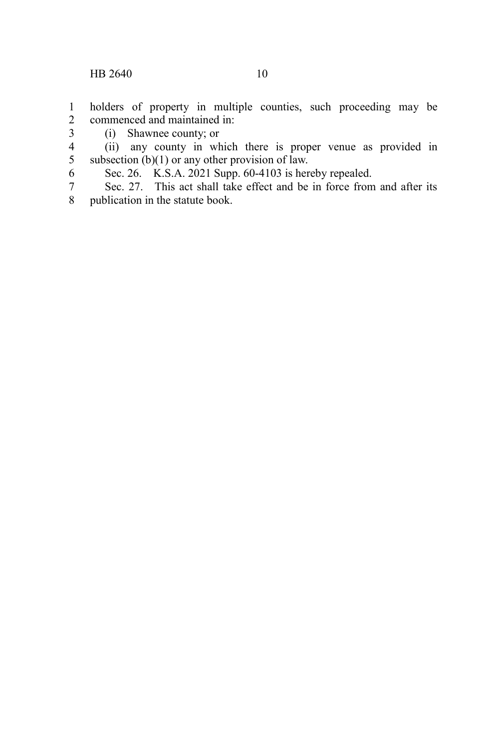holders of property in multiple counties, such proceeding may be commenced and maintained in:

(i) Shawnee county; or

(ii) any county in which there is proper venue as provided in subsection (b)(1) or any other provision of law.

Sec. 26. K.S.A. 2021 Supp. 60-4103 is hereby repealed.

Sec. 27. This act shall take effect and be in force from and after its publication in the statute book.